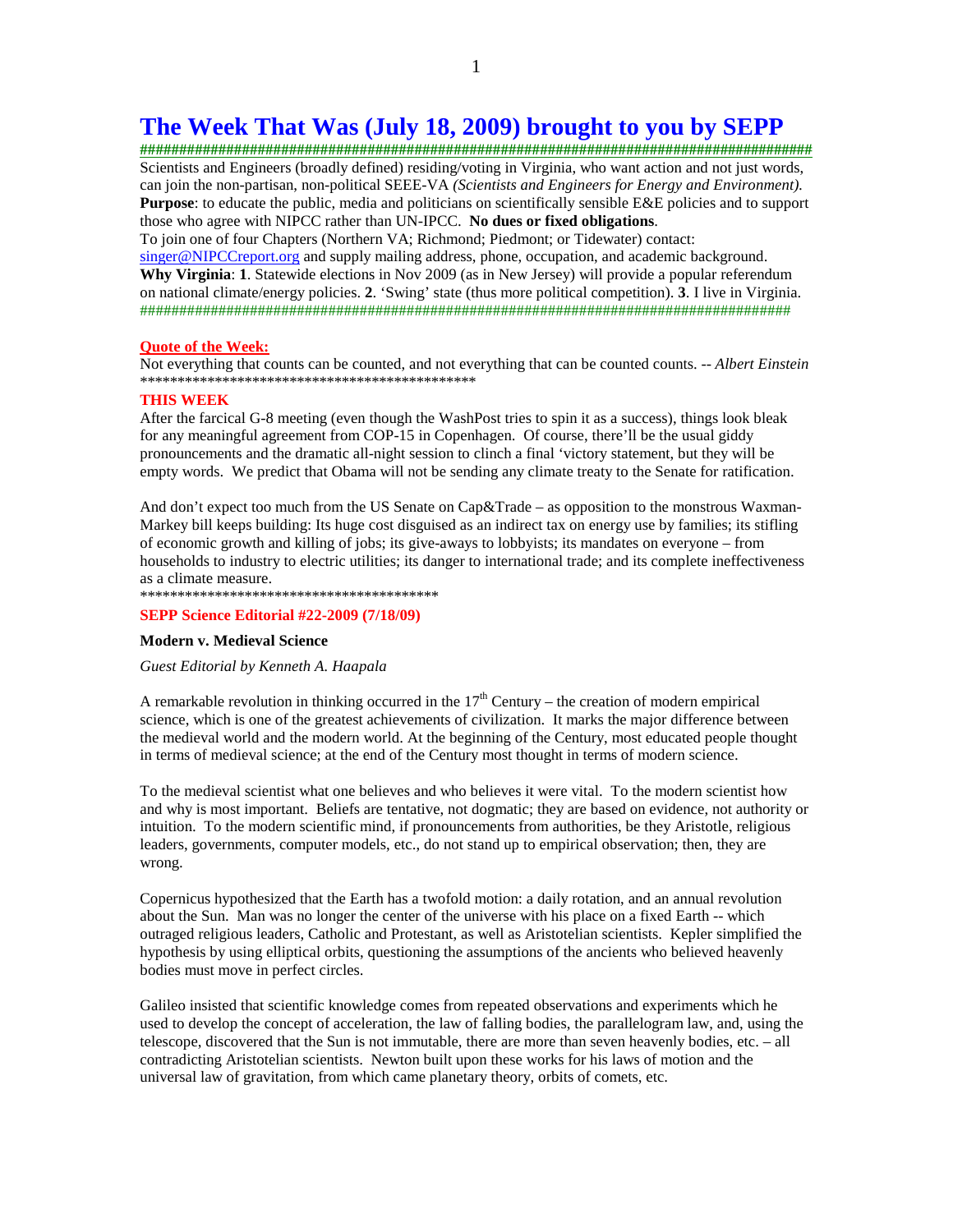# The Week That Was (July 18, 2009) brought to you by SEPP

########################################################################################

Scientists and Engineers (broadly defined) residing/voting in Virginia, who want action and not just words, can join the non-partisan, non-political SEEE-VA *(Scientists and Engineers for Energy and Environment).* **Purpose**: to educate the public, media and politicians on scientifically sensible E&E policies and to support those who agree with NIPCC rather than UN-IPCC. **No dues or fixed obligations**.

To join one of four Chapters (Northern VA; Richmond; Piedmont; or Tidewater) contact: singer@NIPCCreport.org and supply mailing address, phone, occupation, and academic background.

**Why Virginia**: **1**. Statewide elections in Nov 2009 (as in New Jersey) will provide a popular referendum on national climate/energy policies. **2**. 'Swing' state (thus more political competition). **3**. I live in Virginia.

########################################################################################

**Quote of the Week:**

Not everything that counts can be counted, and not everything that can be counted counts. -- *Albert Einstein*

***********************************************

**THIS WEEK**

After the farcical G-8 meeting (even though the WashPost tries to spin it as a success), things look bleak for any meaningful agreement from COP-15 in Copenhagen. Of course, there'll be the usual giddy pronouncements and the dramatic all-night session to clinch a final 'victory statement, but they will be empty words. We predict that Obama will not be sending any climate treaty to the Senate for ratification.

And don't expect too much from the US Senate on Cap&Trade – as opposition to the monstrous Waxman-Markey bill keeps building: Its huge cost disguised as an indirect tax on energy use by families; its stifling of economic growth and killing of jobs; its give-aways to lobbyists; its mandates on everyone – from households to industry to electric utilities; its danger to international trade; and its complete ineffectiveness as a climate measure.

****************************************

**SEPP Science Editorial #22-2009 (7/18/09)**

**Modern v. Medieval Science**

*Guest Editorial by Kenneth A. Haapala*

A remarkable revolution in thinking occurred in the 17th Century – the creation of modern empirical science, which is one of the greatest achievements of civilization. It marks the major difference between the medieval world and the modern world. At the beginning of the Century, most educated people thought in terms of medieval science; at the end of the Century most thought in terms of modern science.

To the medieval scientist what one believes and who believes it were vital. To the modern scientist how and why is most important. Beliefs are tentative, not dogmatic; they are based on evidence, not authority or intuition. To the modern scientific mind, if pronouncements from authorities, be they Aristotle, religious leaders, governments, computer models, etc., do not stand up to empirical observation; then, they are wrong.

Copernicus hypothesized that the Earth has a twofold motion: a daily rotation, and an annual revolution about the Sun. Man was no longer the center of the universe with his place on a fixed Earth -- which outraged religious leaders, Catholic and Protestant, as well as Aristotelian scientists. Kepler simplified the hypothesis by using elliptical orbits, questioning the assumptions of the ancients who believed heavenly bodies must move in perfect circles.

Galileo insisted that scientific knowledge comes from repeated observations and experiments which he used to develop the concept of acceleration, the law of falling bodies, the parallelogram law, and, using the telescope, discovered that the Sun is not immutable, there are more than seven heavenly bodies, etc. – all contradicting Aristotelian scientists. Newton built upon these works for his laws of motion and the universal law of gravitation, from which came planetary theory, orbits of comets, etc.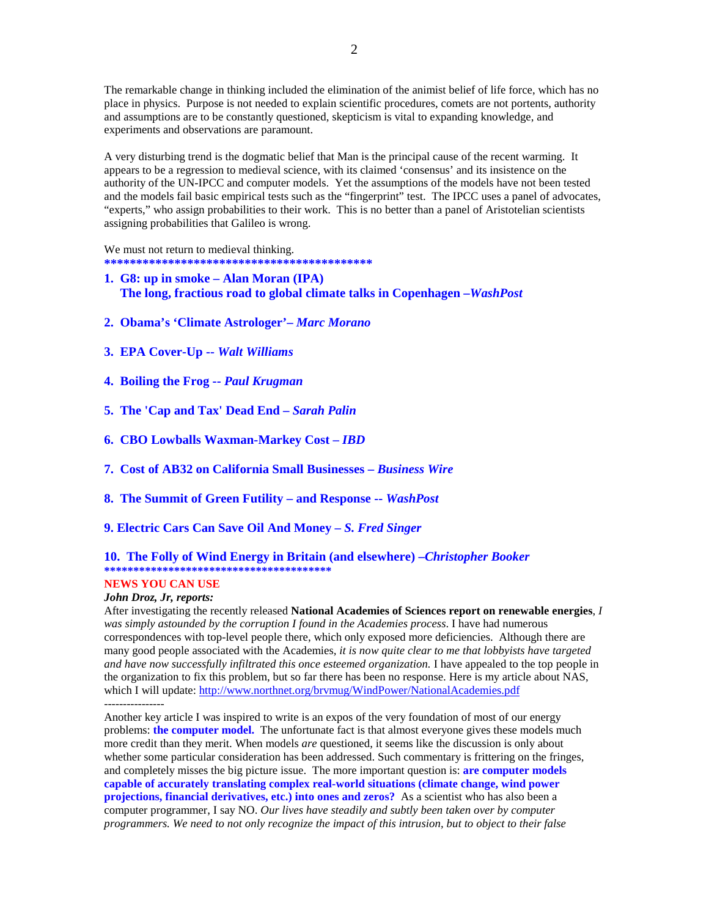The remarkable change in thinking included the elimination of the animist belief of life force, which has no place in physics. Purpose is not needed to explain scientific procedures, comets are not portents, authority and assumptions are to be constantly questioned, skepticism is vital to expanding knowledge, and experiments and observations are paramount.

A very disturbing trend is the dogmatic belief that Man is the principal cause of the recent warming. It appears to be a regression to medieval science, with its claimed 'consensus' and its insistence on the authority of the UN-IPCC and computer models. Yet the assumptions of the models have not been tested and the models fail basic empirical tests such as the "fingerprint" test. The IPCC uses a panel of advocates, "experts," who assign probabilities to their work. This is no better than a panel of Aristotelian scientists assigning probabilities that Galileo is wrong.

We must not return to medieval thinking.

*******************************************

1. **G8: up in smoke – Alan Moran (IPA)**
   **The long, fractious road to global climate talks in Copenhagen –*WashPost***

2. **Obama's 'Climate Astrologer'– *Marc Morano***

3. **EPA Cover-Up -- *Walt Williams***

4. **Boiling the Frog -- *Paul Krugman***

5. **The 'Cap and Tax' Dead End – *Sarah Palin***

6. **CBO Lowballs Waxman-Markey Cost – *IBD***

7. **Cost of AB32 on California Small Businesses – *Business Wire***

8. **The Summit of Green Futility – and Response -- *WashPost***

9. **Electric Cars Can Save Oil And Money – *S. Fred Singer***

10. **The Folly of Wind Energy in Britain (and elsewhere) –*Christopher Booker***

**************************************

**NEWS YOU CAN USE**

***John Droz, Jr, reports:***

After investigating the recently released **National Academies of Sciences report on renewable energies**, *I was simply astounded by the corruption I found in the Academies process*. I have had numerous correspondences with top-level people there, which only exposed more deficiencies. Although there are many good people associated with the Academies, *it is now quite clear to me that lobbyists have targeted and have now successfully infiltrated this once esteemed organization.* I have appealed to the top people in the organization to fix this problem, but so far there has been no response. Here is my article about NAS, which I will update: http://www.northnet.org/brvmug/WindPower/NationalAcademies.pdf

----------------

Another key article I was inspired to write is an expos of the very foundation of most of our energy problems: **the computer model.** The unfortunate fact is that almost everyone gives these models much more credit than they merit. When models *are* questioned, it seems like the discussion is only about whether some particular consideration has been addressed. Such commentary is frittering on the fringes, and completely misses the big picture issue. The more important question is: **are computer models capable of accurately translating complex real-world situations (climate change, wind power projections, financial derivatives, etc.) into ones and zeros?** As a scientist who has also been a computer programmer, I say NO. *Our lives have steadily and subtly been taken over by computer programmers. We need to not only recognize the impact of this intrusion, but to object to their false*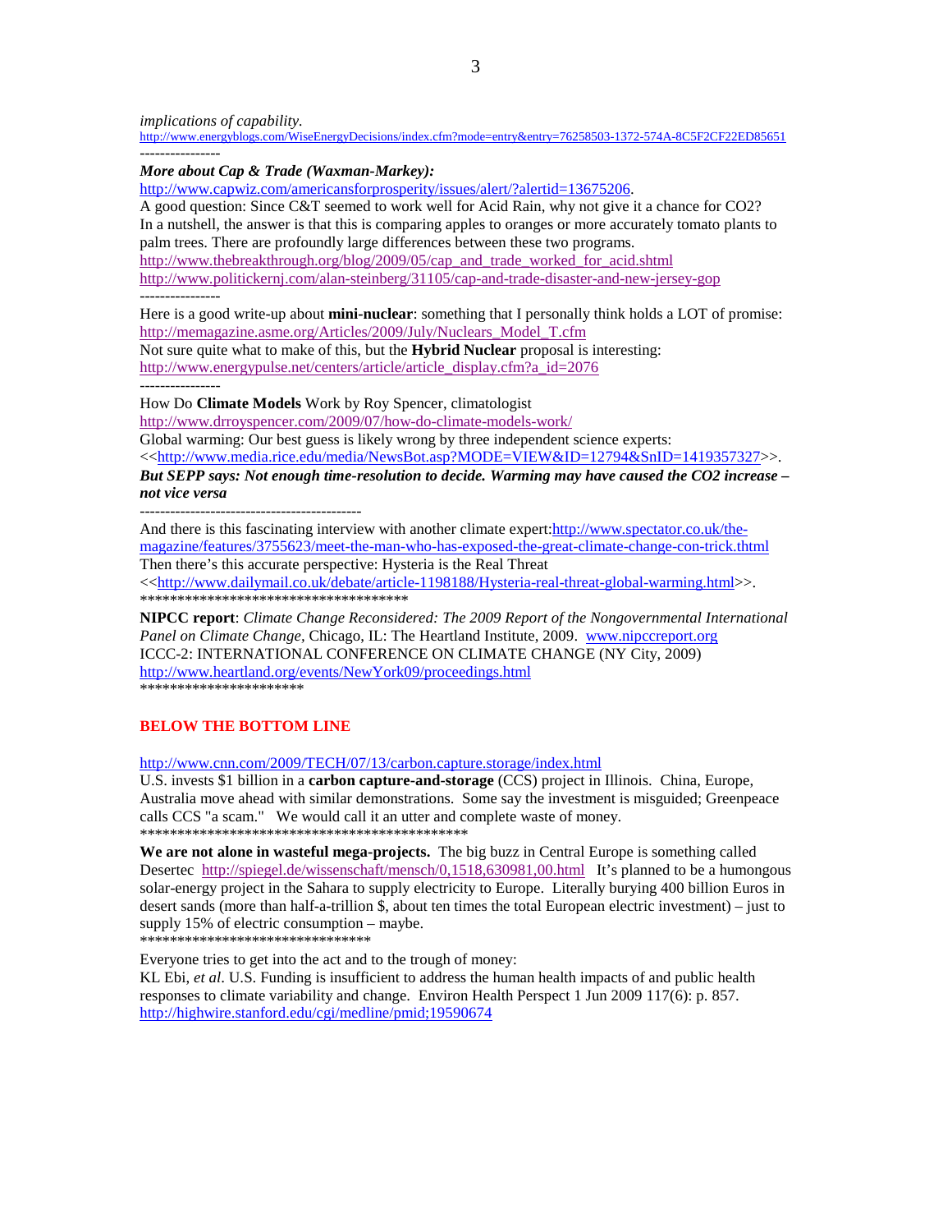*implications of capability.*
http://www.energyblogs.com/WiseEnergyDecisions/index.cfm?mode=entry&entry=76258503-1372-574A-8C5F2CF22ED85651

----------------

***More about Cap & Trade (Waxman-Markey):***

http://www.capwiz.com/americansforprosperity/issues/alert/?alertid=13675206.

A good question: Since C&T seemed to work well for Acid Rain, why not give it a chance for CO2? In a nutshell, the answer is that this is comparing apples to oranges or more accurately tomato plants to palm trees. There are profoundly large differences between these two programs.

http://www.thebreakthrough.org/blog/2009/05/cap_and_trade_worked_for_acid.shtml

http://www.politickernj.com/alan-steinberg/31105/cap-and-trade-disaster-and-new-jersey-gop

----------------

Here is a good write-up about **mini-nuclear**: something that I personally think holds a LOT of promise:
http://memagazine.asme.org/Articles/2009/July/Nuclears_Model_T.cfm

Not sure quite what to make of this, but the **Hybrid Nuclear** proposal is interesting:
http://www.energypulse.net/centers/article/article_display.cfm?a_id=2076

----------------

How Do **Climate Models** Work by Roy Spencer, climatologist
http://www.drroyspencer.com/2009/07/how-do-climate-models-work/

Global warming: Our best guess is likely wrong by three independent science experts:
<<http://www.media.rice.edu/media/NewsBot.asp?MODE=VIEW&ID=12794&SnID=1419357327>>.

***But SEPP says: Not enough time-resolution to decide. Warming may have caused the CO2 increase – not vice versa***

--------------------------------------------

And there is this fascinating interview with another climate expert:http://www.spectator.co.uk/the-magazine/features/3755623/meet-the-man-who-has-exposed-the-great-climate-change-con-trick.thtml

Then there's this accurate perspective: Hysteria is the Real Threat
<<http://www.dailymail.co.uk/debate/article-1198188/Hysteria-real-threat-global-warming.html>>.

**************************************

**NIPCC report**: *Climate Change Reconsidered: The 2009 Report of the Nongovernmental International Panel on Climate Change*, Chicago, IL: The Heartland Institute, 2009. www.nipccreport.org

ICCC-2: INTERNATIONAL CONFERENCE ON CLIMATE CHANGE (NY City, 2009)
http://www.heartland.org/events/NewYork09/proceedings.html

**********************

## BELOW THE BOTTOM LINE

http://www.cnn.com/2009/TECH/07/13/carbon.capture.storage/index.html

U.S. invests $1 billion in a **carbon capture-and-storage** (CCS) project in Illinois. China, Europe, Australia move ahead with similar demonstrations. Some say the investment is misguided; Greenpeace calls CCS "a scam." We would call it an utter and complete waste of money.

**********************************************

**We are not alone in wasteful mega-projects.** The big buzz in Central Europe is something called Desertec http://spiegel.de/wissenschaft/mensch/0,1518,630981,00.html It's planned to be a humongous solar-energy project in the Sahara to supply electricity to Europe. Literally burying 400 billion Euros in desert sands (more than half-a-trillion $, about ten times the total European electric investment) – just to supply 15% of electric consumption – maybe.

********************************

Everyone tries to get into the act and to the trough of money:

KL Ebi, *et al*. U.S. Funding is insufficient to address the human health impacts of and public health responses to climate variability and change. Environ Health Perspect 1 Jun 2009 117(6): p. 857.
http://highwire.stanford.edu/cgi/medline/pmid;19590674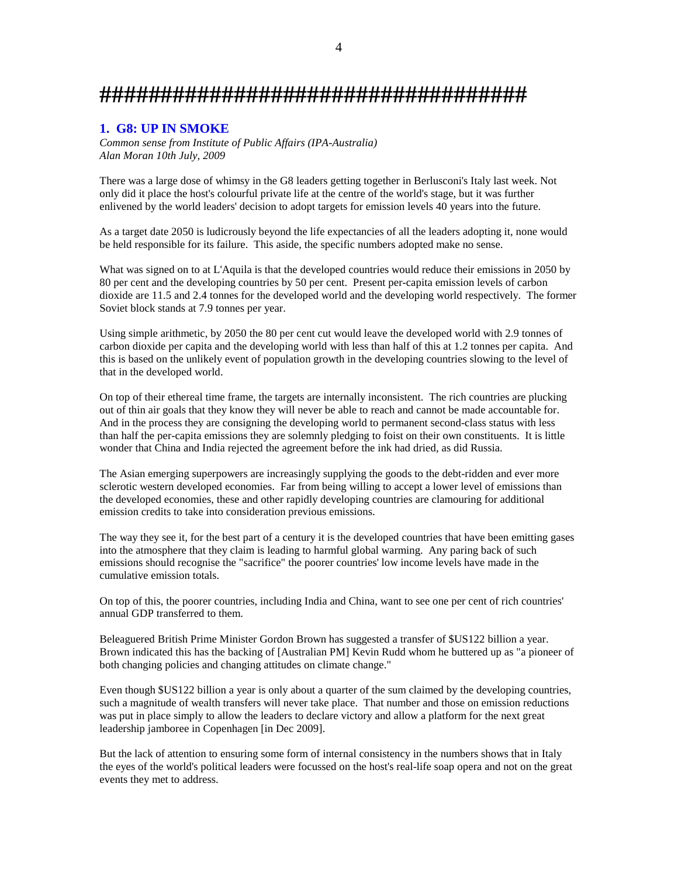#####################################

## 1. G8: UP IN SMOKE

*Common sense from Institute of Public Affairs (IPA-Australia)*
*Alan Moran 10th July, 2009*

There was a large dose of whimsy in the G8 leaders getting together in Berlusconi's Italy last week. Not only did it place the host's colourful private life at the centre of the world's stage, but it was further enlivened by the world leaders' decision to adopt targets for emission levels 40 years into the future.

As a target date 2050 is ludicrously beyond the life expectancies of all the leaders adopting it, none would be held responsible for its failure. This aside, the specific numbers adopted make no sense.

What was signed on to at L'Aquila is that the developed countries would reduce their emissions in 2050 by 80 per cent and the developing countries by 50 per cent. Present per-capita emission levels of carbon dioxide are 11.5 and 2.4 tonnes for the developed world and the developing world respectively. The former Soviet block stands at 7.9 tonnes per year.

Using simple arithmetic, by 2050 the 80 per cent cut would leave the developed world with 2.9 tonnes of carbon dioxide per capita and the developing world with less than half of this at 1.2 tonnes per capita. And this is based on the unlikely event of population growth in the developing countries slowing to the level of that in the developed world.

On top of their ethereal time frame, the targets are internally inconsistent. The rich countries are plucking out of thin air goals that they know they will never be able to reach and cannot be made accountable for. And in the process they are consigning the developing world to permanent second-class status with less than half the per-capita emissions they are solemnly pledging to foist on their own constituents. It is little wonder that China and India rejected the agreement before the ink had dried, as did Russia.

The Asian emerging superpowers are increasingly supplying the goods to the debt-ridden and ever more sclerotic western developed economies. Far from being willing to accept a lower level of emissions than the developed economies, these and other rapidly developing countries are clamouring for additional emission credits to take into consideration previous emissions.

The way they see it, for the best part of a century it is the developed countries that have been emitting gases into the atmosphere that they claim is leading to harmful global warming. Any paring back of such emissions should recognise the "sacrifice" the poorer countries' low income levels have made in the cumulative emission totals.

On top of this, the poorer countries, including India and China, want to see one per cent of rich countries' annual GDP transferred to them.

Beleaguered British Prime Minister Gordon Brown has suggested a transfer of $US122 billion a year. Brown indicated this has the backing of [Australian PM] Kevin Rudd whom he buttered up as "a pioneer of both changing policies and changing attitudes on climate change."

Even though $US122 billion a year is only about a quarter of the sum claimed by the developing countries, such a magnitude of wealth transfers will never take place. That number and those on emission reductions was put in place simply to allow the leaders to declare victory and allow a platform for the next great leadership jamboree in Copenhagen [in Dec 2009].

But the lack of attention to ensuring some form of internal consistency in the numbers shows that in Italy the eyes of the world's political leaders were focussed on the host's real-life soap opera and not on the great events they met to address.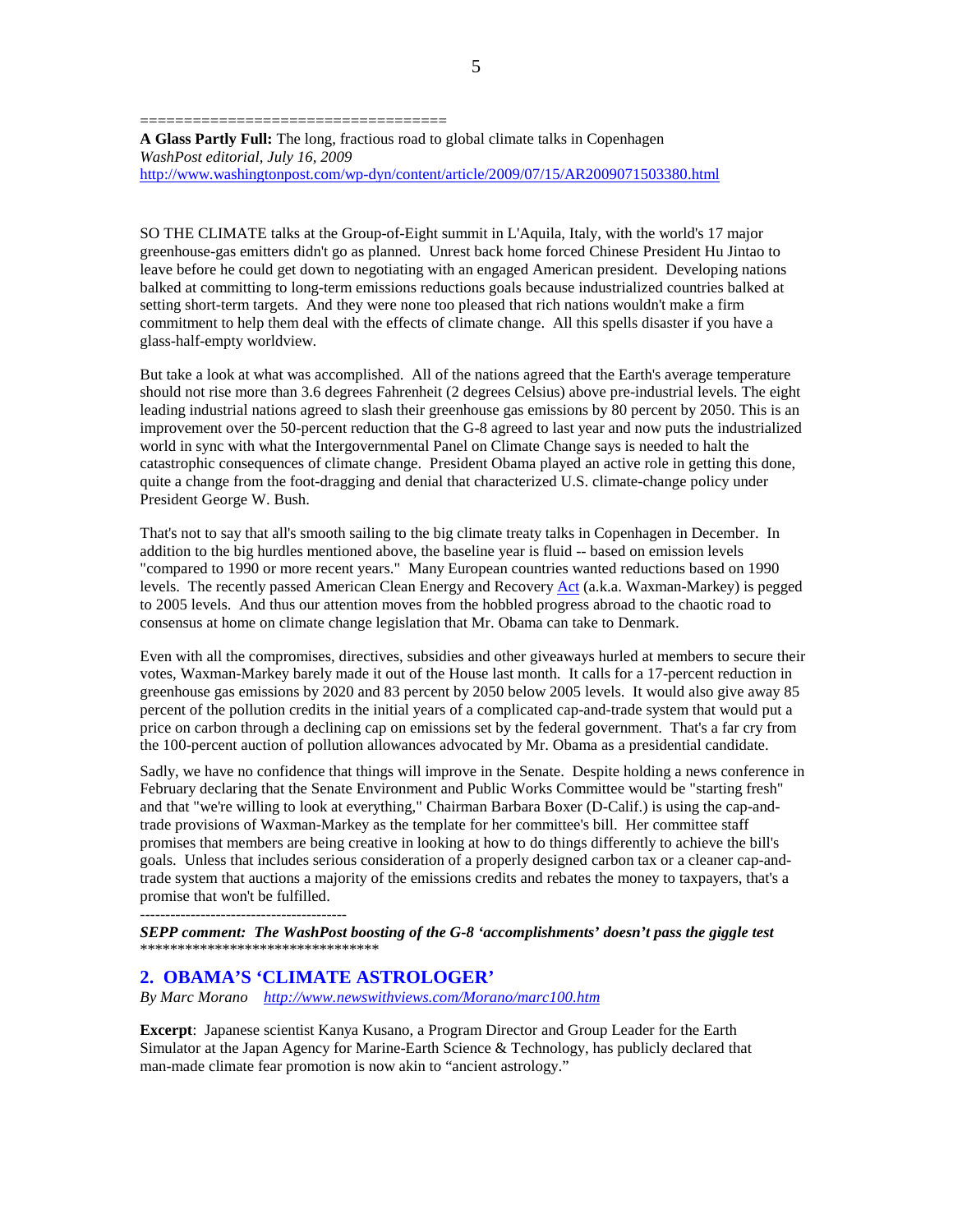===================================

**A Glass Partly Full:** The long, fractious road to global climate talks in Copenhagen
*WashPost editorial, July 16, 2009*
http://www.washingtonpost.com/wp-dyn/content/article/2009/07/15/AR2009071503380.html

SO THE CLIMATE talks at the Group-of-Eight summit in L'Aquila, Italy, with the world's 17 major greenhouse-gas emitters didn't go as planned. Unrest back home forced Chinese President Hu Jintao to leave before he could get down to negotiating with an engaged American president. Developing nations balked at committing to long-term emissions reductions goals because industrialized countries balked at setting short-term targets. And they were none too pleased that rich nations wouldn't make a firm commitment to help them deal with the effects of climate change. All this spells disaster if you have a glass-half-empty worldview.

But take a look at what was accomplished. All of the nations agreed that the Earth's average temperature should not rise more than 3.6 degrees Fahrenheit (2 degrees Celsius) above pre-industrial levels. The eight leading industrial nations agreed to slash their greenhouse gas emissions by 80 percent by 2050. This is an improvement over the 50-percent reduction that the G-8 agreed to last year and now puts the industrialized world in sync with what the Intergovernmental Panel on Climate Change says is needed to halt the catastrophic consequences of climate change. President Obama played an active role in getting this done, quite a change from the foot-dragging and denial that characterized U.S. climate-change policy under President George W. Bush.

That's not to say that all's smooth sailing to the big climate treaty talks in Copenhagen in December. In addition to the big hurdles mentioned above, the baseline year is fluid -- based on emission levels "compared to 1990 or more recent years." Many European countries wanted reductions based on 1990 levels. The recently passed American Clean Energy and Recovery Act (a.k.a. Waxman-Markey) is pegged to 2005 levels. And thus our attention moves from the hobbled progress abroad to the chaotic road to consensus at home on climate change legislation that Mr. Obama can take to Denmark.

Even with all the compromises, directives, subsidies and other giveaways hurled at members to secure their votes, Waxman-Markey barely made it out of the House last month. It calls for a 17-percent reduction in greenhouse gas emissions by 2020 and 83 percent by 2050 below 2005 levels. It would also give away 85 percent of the pollution credits in the initial years of a complicated cap-and-trade system that would put a price on carbon through a declining cap on emissions set by the federal government. That's a far cry from the 100-percent auction of pollution allowances advocated by Mr. Obama as a presidential candidate.

Sadly, we have no confidence that things will improve in the Senate. Despite holding a news conference in February declaring that the Senate Environment and Public Works Committee would be "starting fresh" and that "we're willing to look at everything," Chairman Barbara Boxer (D-Calif.) is using the cap-and-trade provisions of Waxman-Markey as the template for her committee's bill. Her committee staff promises that members are being creative in looking at how to do things differently to achieve the bill's goals. Unless that includes serious consideration of a properly designed carbon tax or a cleaner cap-and-trade system that auctions a majority of the emissions credits and rebates the money to taxpayers, that's a promise that won't be fulfilled.

-----------------------------------------

***SEPP comment: The WashPost boosting of the G-8 'accomplishments' doesn't pass the giggle test***
********************************

## 2. OBAMA'S 'CLIMATE ASTROLOGER'

*By Marc Morano* http://www.newswithviews.com/Morano/marc100.htm

**Excerpt**: Japanese scientist Kanya Kusano, a Program Director and Group Leader for the Earth Simulator at the Japan Agency for Marine-Earth Science & Technology, has publicly declared that man-made climate fear promotion is now akin to "ancient astrology."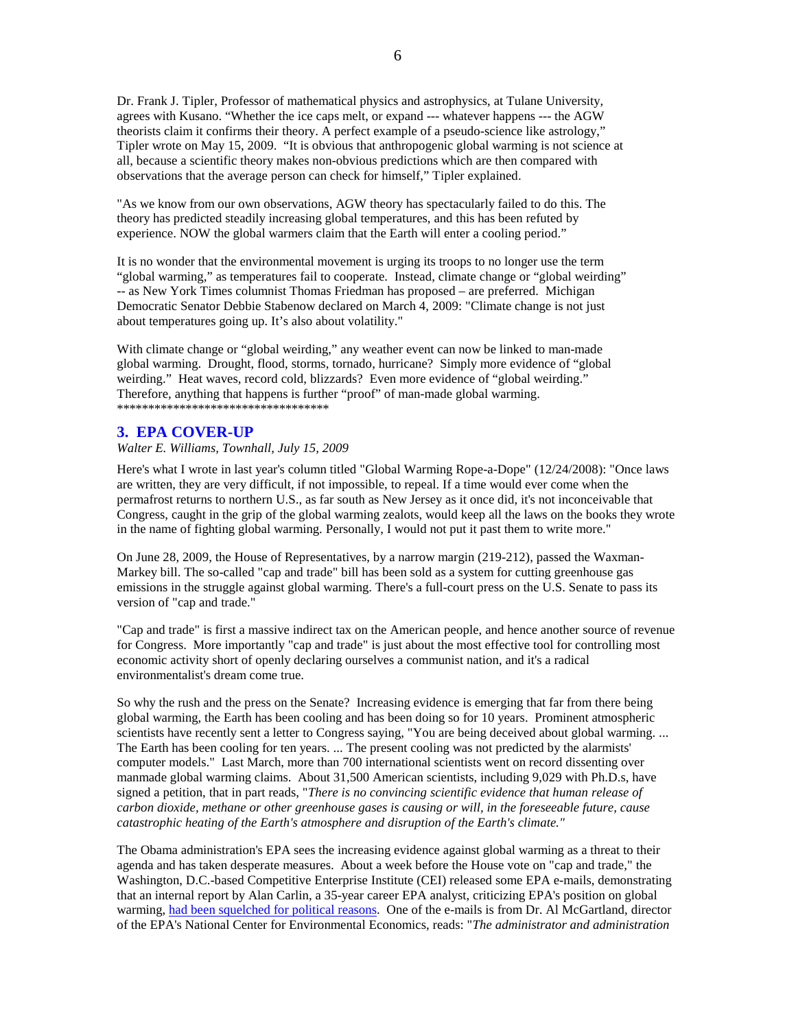Dr. Frank J. Tipler, Professor of mathematical physics and astrophysics, at Tulane University, agrees with Kusano. "Whether the ice caps melt, or expand --- whatever happens --- the AGW theorists claim it confirms their theory. A perfect example of a pseudo-science like astrology," Tipler wrote on May 15, 2009. "It is obvious that anthropogenic global warming is not science at all, because a scientific theory makes non-obvious predictions which are then compared with observations that the average person can check for himself," Tipler explained.

"As we know from our own observations, AGW theory has spectacularly failed to do this. The theory has predicted steadily increasing global temperatures, and this has been refuted by experience. NOW the global warmers claim that the Earth will enter a cooling period."

It is no wonder that the environmental movement is urging its troops to no longer use the term "global warming," as temperatures fail to cooperate. Instead, climate change or "global weirding" -- as New York Times columnist Thomas Friedman has proposed – are preferred. Michigan Democratic Senator Debbie Stabenow declared on March 4, 2009: "Climate change is not just about temperatures going up. It's also about volatility."

With climate change or "global weirding," any weather event can now be linked to man-made global warming. Drought, flood, storms, tornado, hurricane? Simply more evidence of "global weirding." Heat waves, record cold, blizzards? Even more evidence of "global weirding." Therefore, anything that happens is further "proof" of man-made global warming.
**********************************

## 3. EPA COVER-UP

*Walter E. Williams, Townhall, July 15, 2009*

Here's what I wrote in last year's column titled "Global Warming Rope-a-Dope" (12/24/2008): "Once laws are written, they are very difficult, if not impossible, to repeal. If a time would ever come when the permafrost returns to northern U.S., as far south as New Jersey as it once did, it's not inconceivable that Congress, caught in the grip of the global warming zealots, would keep all the laws on the books they wrote in the name of fighting global warming. Personally, I would not put it past them to write more."

On June 28, 2009, the House of Representatives, by a narrow margin (219-212), passed the Waxman-Markey bill. The so-called "cap and trade" bill has been sold as a system for cutting greenhouse gas emissions in the struggle against global warming. There's a full-court press on the U.S. Senate to pass its version of "cap and trade."

"Cap and trade" is first a massive indirect tax on the American people, and hence another source of revenue for Congress. More importantly "cap and trade" is just about the most effective tool for controlling most economic activity short of openly declaring ourselves a communist nation, and it's a radical environmentalist's dream come true.

So why the rush and the press on the Senate? Increasing evidence is emerging that far from there being global warming, the Earth has been cooling and has been doing so for 10 years. Prominent atmospheric scientists have recently sent a letter to Congress saying, "You are being deceived about global warming. ... The Earth has been cooling for ten years. ... The present cooling was not predicted by the alarmists' computer models." Last March, more than 700 international scientists went on record dissenting over manmade global warming claims. About 31,500 American scientists, including 9,029 with Ph.D.s, have signed a petition, that in part reads, "*There is no convincing scientific evidence that human release of carbon dioxide, methane or other greenhouse gases is causing or will, in the foreseeable future, cause catastrophic heating of the Earth's atmosphere and disruption of the Earth's climate."*

The Obama administration's EPA sees the increasing evidence against global warming as a threat to their agenda and has taken desperate measures. About a week before the House vote on "cap and trade," the Washington, D.C.-based Competitive Enterprise Institute (CEI) released some EPA e-mails, demonstrating that an internal report by Alan Carlin, a 35-year career EPA analyst, criticizing EPA's position on global warming, had been squelched for political reasons. One of the e-mails is from Dr. Al McGartland, director of the EPA's National Center for Environmental Economics, reads: "*The administrator and administration*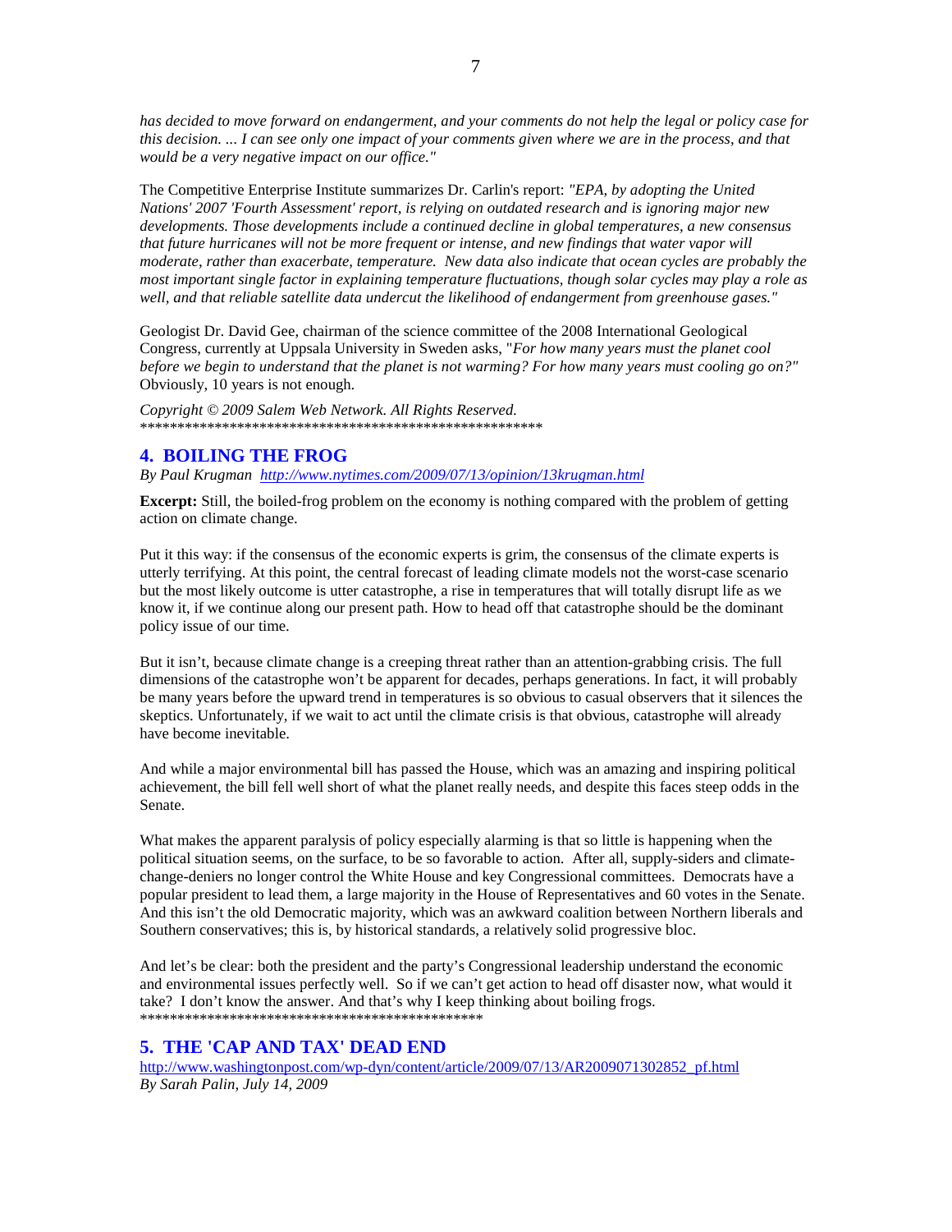*has decided to move forward on endangerment, and your comments do not help the legal or policy case for this decision. ... I can see only one impact of your comments given where we are in the process, and that would be a very negative impact on our office."*

The Competitive Enterprise Institute summarizes Dr. Carlin's report: *"EPA, by adopting the United Nations' 2007 'Fourth Assessment' report, is relying on outdated research and is ignoring major new developments. Those developments include a continued decline in global temperatures, a new consensus that future hurricanes will not be more frequent or intense, and new findings that water vapor will moderate, rather than exacerbate, temperature. New data also indicate that ocean cycles are probably the most important single factor in explaining temperature fluctuations, though solar cycles may play a role as well, and that reliable satellite data undercut the likelihood of endangerment from greenhouse gases."*

Geologist Dr. David Gee, chairman of the science committee of the 2008 International Geological Congress, currently at Uppsala University in Sweden asks, "*For how many years must the planet cool before we begin to understand that the planet is not warming? For how many years must cooling go on?"* Obviously, 10 years is not enough.

*Copyright © 2009 Salem Web Network. All Rights Reserved.*
*********************************************************

## 4. BOILING THE FROG

*By Paul Krugman* http://www.nytimes.com/2009/07/13/opinion/13krugman.html

**Excerpt:** Still, the boiled-frog problem on the economy is nothing compared with the problem of getting action on climate change.

Put it this way: if the consensus of the economic experts is grim, the consensus of the climate experts is utterly terrifying. At this point, the central forecast of leading climate models not the worst-case scenario but the most likely outcome is utter catastrophe, a rise in temperatures that will totally disrupt life as we know it, if we continue along our present path. How to head off that catastrophe should be the dominant policy issue of our time.

But it isn't, because climate change is a creeping threat rather than an attention-grabbing crisis. The full dimensions of the catastrophe won't be apparent for decades, perhaps generations. In fact, it will probably be many years before the upward trend in temperatures is so obvious to casual observers that it silences the skeptics. Unfortunately, if we wait to act until the climate crisis is that obvious, catastrophe will already have become inevitable.

And while a major environmental bill has passed the House, which was an amazing and inspiring political achievement, the bill fell well short of what the planet really needs, and despite this faces steep odds in the Senate.

What makes the apparent paralysis of policy especially alarming is that so little is happening when the political situation seems, on the surface, to be so favorable to action. After all, supply-siders and climate-change-deniers no longer control the White House and key Congressional committees. Democrats have a popular president to lead them, a large majority in the House of Representatives and 60 votes in the Senate. And this isn't the old Democratic majority, which was an awkward coalition between Northern liberals and Southern conservatives; this is, by historical standards, a relatively solid progressive bloc.

And let's be clear: both the president and the party's Congressional leadership understand the economic and environmental issues perfectly well. So if we can't get action to head off disaster now, what would it take? I don't know the answer. And that's why I keep thinking about boiling frogs.
***********************************************

## 5. THE 'CAP AND TAX' DEAD END

http://www.washingtonpost.com/wp-dyn/content/article/2009/07/13/AR2009071302852_pf.html
*By Sarah Palin, July 14, 2009*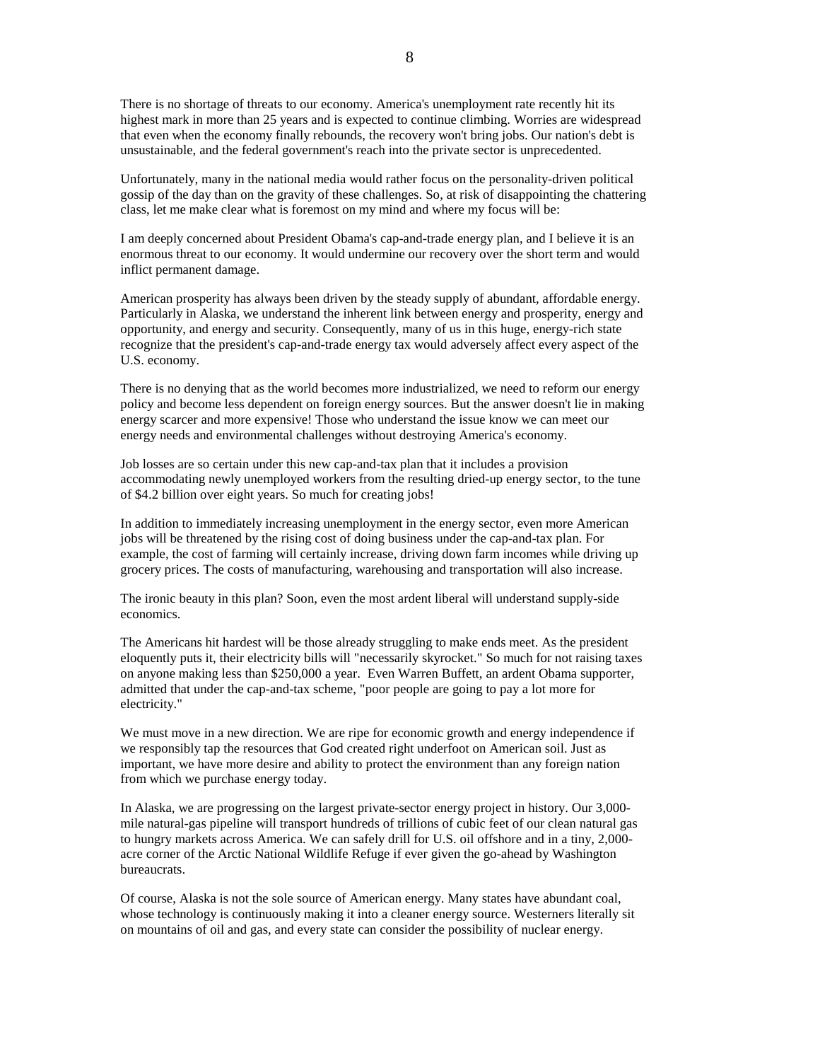There is no shortage of threats to our economy. America's unemployment rate recently hit its highest mark in more than 25 years and is expected to continue climbing. Worries are widespread that even when the economy finally rebounds, the recovery won't bring jobs. Our nation's debt is unsustainable, and the federal government's reach into the private sector is unprecedented.

Unfortunately, many in the national media would rather focus on the personality-driven political gossip of the day than on the gravity of these challenges. So, at risk of disappointing the chattering class, let me make clear what is foremost on my mind and where my focus will be:

I am deeply concerned about President Obama's cap-and-trade energy plan, and I believe it is an enormous threat to our economy. It would undermine our recovery over the short term and would inflict permanent damage.

American prosperity has always been driven by the steady supply of abundant, affordable energy. Particularly in Alaska, we understand the inherent link between energy and prosperity, energy and opportunity, and energy and security. Consequently, many of us in this huge, energy-rich state recognize that the president's cap-and-trade energy tax would adversely affect every aspect of the U.S. economy.

There is no denying that as the world becomes more industrialized, we need to reform our energy policy and become less dependent on foreign energy sources. But the answer doesn't lie in making energy scarcer and more expensive! Those who understand the issue know we can meet our energy needs and environmental challenges without destroying America's economy.

Job losses are so certain under this new cap-and-tax plan that it includes a provision accommodating newly unemployed workers from the resulting dried-up energy sector, to the tune of $4.2 billion over eight years. So much for creating jobs!

In addition to immediately increasing unemployment in the energy sector, even more American jobs will be threatened by the rising cost of doing business under the cap-and-tax plan. For example, the cost of farming will certainly increase, driving down farm incomes while driving up grocery prices. The costs of manufacturing, warehousing and transportation will also increase.

The ironic beauty in this plan? Soon, even the most ardent liberal will understand supply-side economics.

The Americans hit hardest will be those already struggling to make ends meet. As the president eloquently puts it, their electricity bills will "necessarily skyrocket." So much for not raising taxes on anyone making less than $250,000 a year. Even Warren Buffett, an ardent Obama supporter, admitted that under the cap-and-tax scheme, "poor people are going to pay a lot more for electricity."

We must move in a new direction. We are ripe for economic growth and energy independence if we responsibly tap the resources that God created right underfoot on American soil. Just as important, we have more desire and ability to protect the environment than any foreign nation from which we purchase energy today.

In Alaska, we are progressing on the largest private-sector energy project in history. Our 3,000-mile natural-gas pipeline will transport hundreds of trillions of cubic feet of our clean natural gas to hungry markets across America. We can safely drill for U.S. oil offshore and in a tiny, 2,000-acre corner of the Arctic National Wildlife Refuge if ever given the go-ahead by Washington bureaucrats.

Of course, Alaska is not the sole source of American energy. Many states have abundant coal, whose technology is continuously making it into a cleaner energy source. Westerners literally sit on mountains of oil and gas, and every state can consider the possibility of nuclear energy.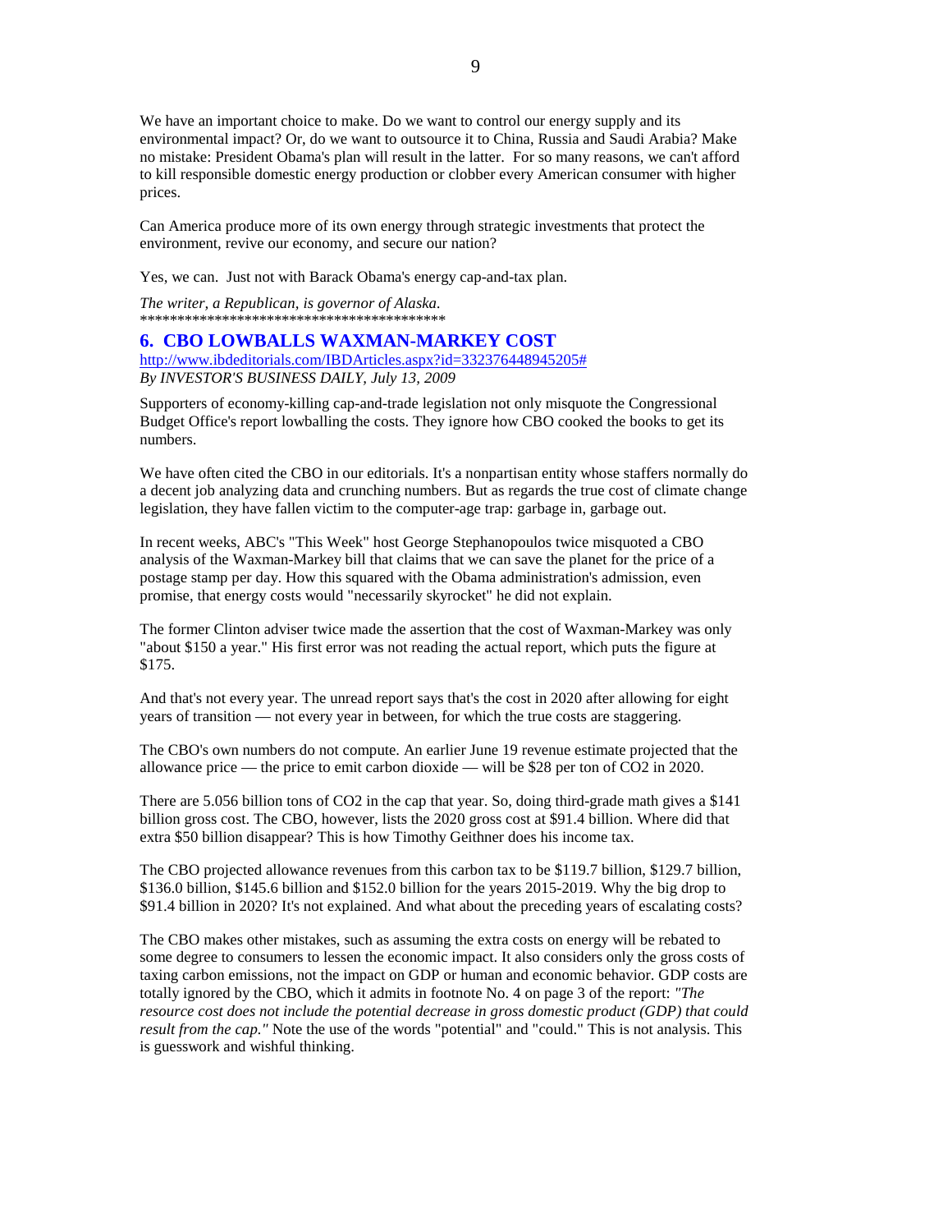We have an important choice to make. Do we want to control our energy supply and its environmental impact? Or, do we want to outsource it to China, Russia and Saudi Arabia? Make no mistake: President Obama's plan will result in the latter. For so many reasons, we can't afford to kill responsible domestic energy production or clobber every American consumer with higher prices.

Can America produce more of its own energy through strategic investments that protect the environment, revive our economy, and secure our nation?

Yes, we can. Just not with Barack Obama's energy cap-and-tax plan.

*The writer, a Republican, is governor of Alaska.*

******************************************

## 6. CBO LOWBALLS WAXMAN-MARKEY COST

http://www.ibdeditorials.com/IBDArticles.aspx?id=332376448945205#

*By INVESTOR'S BUSINESS DAILY, July 13, 2009*

Supporters of economy-killing cap-and-trade legislation not only misquote the Congressional Budget Office's report lowballing the costs. They ignore how CBO cooked the books to get its numbers.

We have often cited the CBO in our editorials. It's a nonpartisan entity whose staffers normally do a decent job analyzing data and crunching numbers. But as regards the true cost of climate change legislation, they have fallen victim to the computer-age trap: garbage in, garbage out.

In recent weeks, ABC's "This Week" host George Stephanopoulos twice misquoted a CBO analysis of the Waxman-Markey bill that claims that we can save the planet for the price of a postage stamp per day. How this squared with the Obama administration's admission, even promise, that energy costs would "necessarily skyrocket" he did not explain.

The former Clinton adviser twice made the assertion that the cost of Waxman-Markey was only "about $150 a year." His first error was not reading the actual report, which puts the figure at $175.

And that's not every year. The unread report says that's the cost in 2020 after allowing for eight years of transition — not every year in between, for which the true costs are staggering.

The CBO's own numbers do not compute. An earlier June 19 revenue estimate projected that the allowance price — the price to emit carbon dioxide — will be $28 per ton of $CO_2$ in 2020.

There are 5.056 billion tons of $CO_2$ in the cap that year. So, doing third-grade math gives a $141 billion gross cost. The CBO, however, lists the 2020 gross cost at $91.4 billion. Where did that extra $50 billion disappear? This is how Timothy Geithner does his income tax.

The CBO projected allowance revenues from this carbon tax to be $119.7 billion, $129.7 billion, $136.0 billion, $145.6 billion and $152.0 billion for the years 2015-2019. Why the big drop to $91.4 billion in 2020? It's not explained. And what about the preceding years of escalating costs?

The CBO makes other mistakes, such as assuming the extra costs on energy will be rebated to some degree to consumers to lessen the economic impact. It also considers only the gross costs of taxing carbon emissions, not the impact on GDP or human and economic behavior. GDP costs are totally ignored by the CBO, which it admits in footnote No. 4 on page 3 of the report: *"The resource cost does not include the potential decrease in gross domestic product (GDP) that could result from the cap."* Note the use of the words "potential" and "could." This is not analysis. This is guesswork and wishful thinking.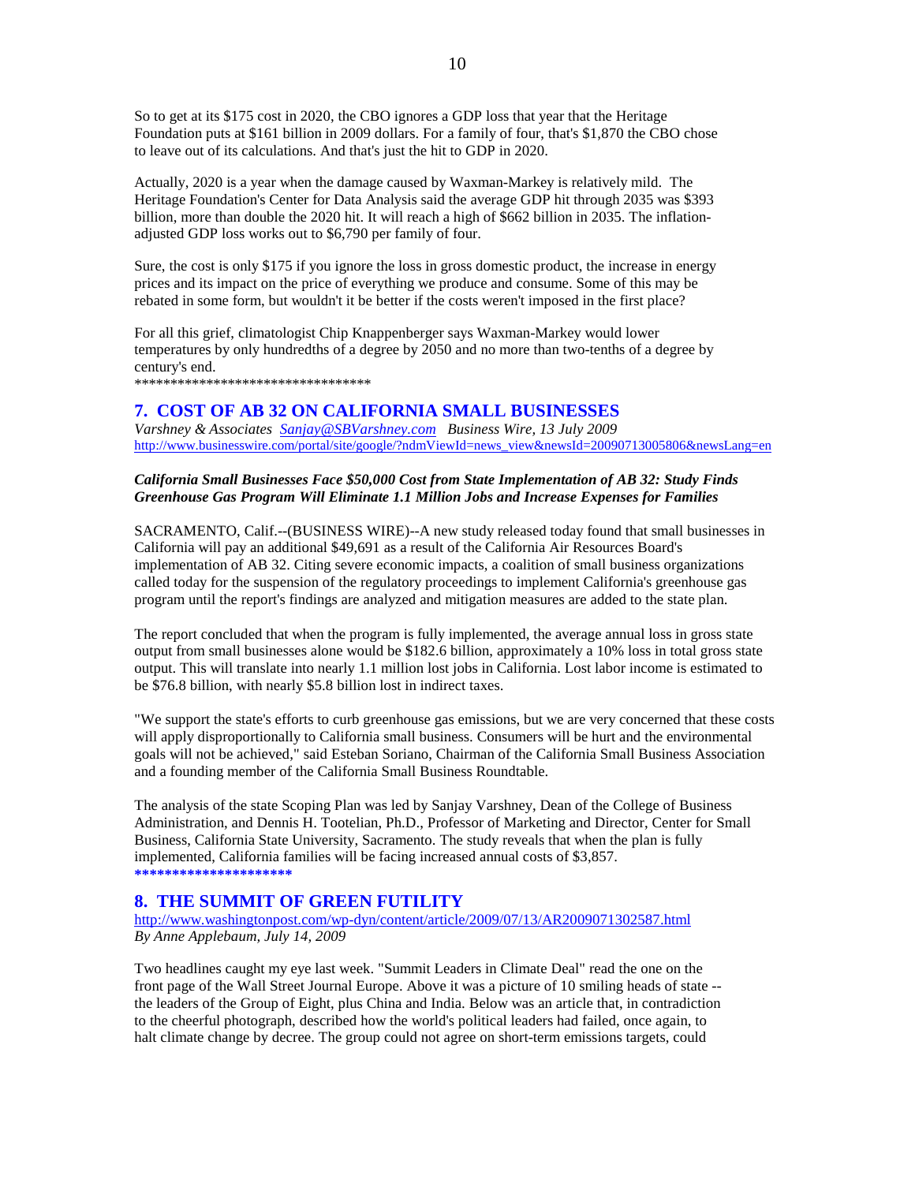So to get at its $175 cost in 2020, the CBO ignores a GDP loss that year that the Heritage Foundation puts at $161 billion in 2009 dollars. For a family of four, that's $1,870 the CBO chose to leave out of its calculations. And that's just the hit to GDP in 2020.

Actually, 2020 is a year when the damage caused by Waxman-Markey is relatively mild. The Heritage Foundation's Center for Data Analysis said the average GDP hit through 2035 was $393 billion, more than double the 2020 hit. It will reach a high of $662 billion in 2035. The inflation-adjusted GDP loss works out to $6,790 per family of four.

Sure, the cost is only $175 if you ignore the loss in gross domestic product, the increase in energy prices and its impact on the price of everything we produce and consume. Some of this may be rebated in some form, but wouldn't it be better if the costs weren't imposed in the first place?

For all this grief, climatologist Chip Knappenberger says Waxman-Markey would lower temperatures by only hundredths of a degree by 2050 and no more than two-tenths of a degree by century's end.

*********************************

## 7. COST OF AB 32 ON CALIFORNIA SMALL BUSINESSES

*Varshney & Associates [Sanjay@SBVarshney.com](mailto:Sanjay@SBVarshney.com) Business Wire, 13 July 2009*
[http://www.businesswire.com/portal/site/google/?ndmViewId=news_view&newsId=20090713005806&newsLang=en](http://www.businesswire.com/portal/site/google/?ndmViewId=news_view&newsId=20090713005806&newsLang=en)

***California Small Businesses Face $50,000 Cost from State Implementation of AB 32: Study Finds Greenhouse Gas Program Will Eliminate 1.1 Million Jobs and Increase Expenses for Families***

SACRAMENTO, Calif.--(BUSINESS WIRE)--A new study released today found that small businesses in California will pay an additional $49,691 as a result of the California Air Resources Board's implementation of AB 32. Citing severe economic impacts, a coalition of small business organizations called today for the suspension of the regulatory proceedings to implement California's greenhouse gas program until the report's findings are analyzed and mitigation measures are added to the state plan.

The report concluded that when the program is fully implemented, the average annual loss in gross state output from small businesses alone would be $182.6 billion, approximately a 10% loss in total gross state output. This will translate into nearly 1.1 million lost jobs in California. Lost labor income is estimated to be $76.8 billion, with nearly $5.8 billion lost in indirect taxes.

"We support the state's efforts to curb greenhouse gas emissions, but we are very concerned that these costs will apply disproportionally to California small business. Consumers will be hurt and the environmental goals will not be achieved," said Esteban Soriano, Chairman of the California Small Business Association and a founding member of the California Small Business Roundtable.

The analysis of the state Scoping Plan was led by Sanjay Varshney, Dean of the College of Business Administration, and Dennis H. Tootelian, Ph.D., Professor of Marketing and Director, Center for Small Business, California State University, Sacramento. The study reveals that when the plan is fully implemented, California families will be facing increased annual costs of $3,857.

********************

## 8. THE SUMMIT OF GREEN FUTILITY

[http://www.washingtonpost.com/wp-dyn/content/article/2009/07/13/AR2009071302587.html](http://www.washingtonpost.com/wp-dyn/content/article/2009/07/13/AR2009071302587.html)
*By Anne Applebaum, July 14, 2009*

Two headlines caught my eye last week. "Summit Leaders in Climate Deal" read the one on the front page of the Wall Street Journal Europe. Above it was a picture of 10 smiling heads of state -- the leaders of the Group of Eight, plus China and India. Below was an article that, in contradiction to the cheerful photograph, described how the world's political leaders had failed, once again, to halt climate change by decree. The group could not agree on short-term emissions targets, could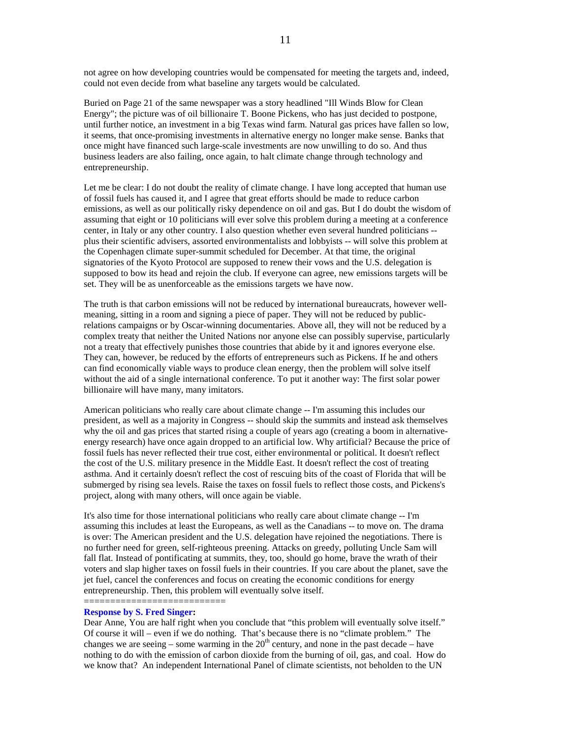not agree on how developing countries would be compensated for meeting the targets and, indeed, could not even decide from what baseline any targets would be calculated.

Buried on Page 21 of the same newspaper was a story headlined "Ill Winds Blow for Clean Energy"; the picture was of oil billionaire T. Boone Pickens, who has just decided to postpone, until further notice, an investment in a big Texas wind farm. Natural gas prices have fallen so low, it seems, that once-promising investments in alternative energy no longer make sense. Banks that once might have financed such large-scale investments are now unwilling to do so. And thus business leaders are also failing, once again, to halt climate change through technology and entrepreneurship.

Let me be clear: I do not doubt the reality of climate change. I have long accepted that human use of fossil fuels has caused it, and I agree that great efforts should be made to reduce carbon emissions, as well as our politically risky dependence on oil and gas. But I do doubt the wisdom of assuming that eight or 10 politicians will ever solve this problem during a meeting at a conference center, in Italy or any other country. I also question whether even several hundred politicians -- plus their scientific advisers, assorted environmentalists and lobbyists -- will solve this problem at the Copenhagen climate super-summit scheduled for December. At that time, the original signatories of the Kyoto Protocol are supposed to renew their vows and the U.S. delegation is supposed to bow its head and rejoin the club. If everyone can agree, new emissions targets will be set. They will be as unenforceable as the emissions targets we have now.

The truth is that carbon emissions will not be reduced by international bureaucrats, however well-meaning, sitting in a room and signing a piece of paper. They will not be reduced by public-relations campaigns or by Oscar-winning documentaries. Above all, they will not be reduced by a complex treaty that neither the United Nations nor anyone else can possibly supervise, particularly not a treaty that effectively punishes those countries that abide by it and ignores everyone else. They can, however, be reduced by the efforts of entrepreneurs such as Pickens. If he and others can find economically viable ways to produce clean energy, then the problem will solve itself without the aid of a single international conference. To put it another way: The first solar power billionaire will have many, many imitators.

American politicians who really care about climate change -- I'm assuming this includes our president, as well as a majority in Congress -- should skip the summits and instead ask themselves why the oil and gas prices that started rising a couple of years ago (creating a boom in alternative-energy research) have once again dropped to an artificial low. Why artificial? Because the price of fossil fuels has never reflected their true cost, either environmental or political. It doesn't reflect the cost of the U.S. military presence in the Middle East. It doesn't reflect the cost of treating asthma. And it certainly doesn't reflect the cost of rescuing bits of the coast of Florida that will be submerged by rising sea levels. Raise the taxes on fossil fuels to reflect those costs, and Pickens's project, along with many others, will once again be viable.

It's also time for those international politicians who really care about climate change -- I'm assuming this includes at least the Europeans, as well as the Canadians -- to move on. The drama is over: The American president and the U.S. delegation have rejoined the negotiations. There is no further need for green, self-righteous preening. Attacks on greedy, polluting Uncle Sam will fall flat. Instead of pontificating at summits, they, too, should go home, brave the wrath of their voters and slap higher taxes on fossil fuels in their countries. If you care about the planet, save the jet fuel, cancel the conferences and focus on creating the economic conditions for energy entrepreneurship. Then, this problem will eventually solve itself.

==========================

**Response by S. Fred Singer:**

Dear Anne, You are half right when you conclude that "this problem will eventually solve itself." Of course it will – even if we do nothing. That's because there is no "climate problem." The changes we are seeing – some warming in the 20th century, and none in the past decade – have nothing to do with the emission of carbon dioxide from the burning of oil, gas, and coal. How do we know that? An independent International Panel of climate scientists, not beholden to the UN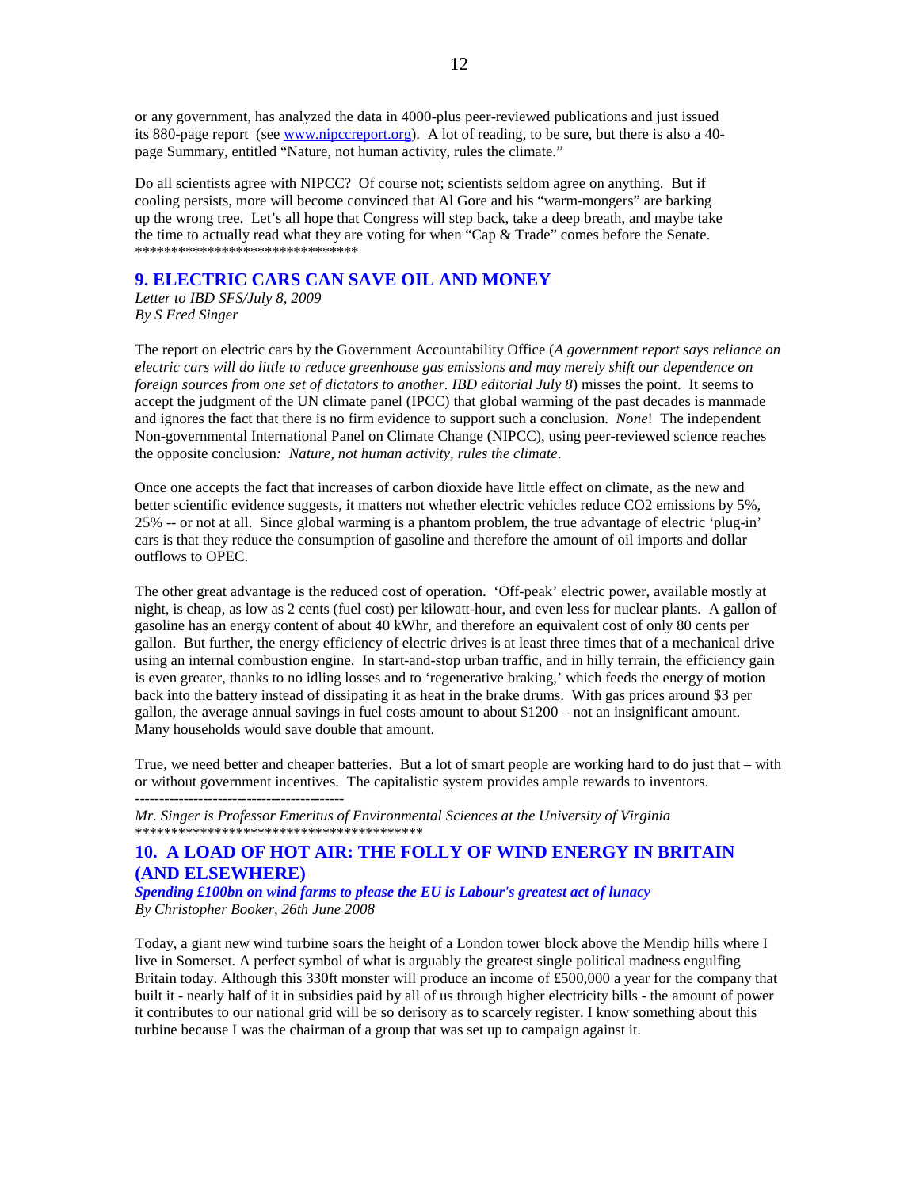or any government, has analyzed the data in 4000-plus peer-reviewed publications and just issued its 880-page report (see www.nipccreport.org). A lot of reading, to be sure, but there is also a 40-page Summary, entitled "Nature, not human activity, rules the climate."

Do all scientists agree with NIPCC? Of course not; scientists seldom agree on anything. But if cooling persists, more will become convinced that Al Gore and his "warm-mongers" are barking up the wrong tree. Let's all hope that Congress will step back, take a deep breath, and maybe take the time to actually read what they are voting for when "Cap & Trade" comes before the Senate.

*******************************

## 9. ELECTRIC CARS CAN SAVE OIL AND MONEY

*Letter to IBD SFS/July 8, 2009*
*By S Fred Singer*

The report on electric cars by the Government Accountability Office (*A government report says reliance on electric cars will do little to reduce greenhouse gas emissions and may merely shift our dependence on foreign sources from one set of dictators to another. IBD editorial July 8*) misses the point. It seems to accept the judgment of the UN climate panel (IPCC) that global warming of the past decades is manmade and ignores the fact that there is no firm evidence to support such a conclusion. *None*! The independent Non-governmental International Panel on Climate Change (NIPCC), using peer-reviewed science reaches the opposite conclusion*: Nature, not human activity, rules the climate*.

Once one accepts the fact that increases of carbon dioxide have little effect on climate, as the new and better scientific evidence suggests, it matters not whether electric vehicles reduce CO2 emissions by 5%, 25% -- or not at all. Since global warming is a phantom problem, the true advantage of electric 'plug-in' cars is that they reduce the consumption of gasoline and therefore the amount of oil imports and dollar outflows to OPEC.

The other great advantage is the reduced cost of operation. 'Off-peak' electric power, available mostly at night, is cheap, as low as 2 cents (fuel cost) per kilowatt-hour, and even less for nuclear plants. A gallon of gasoline has an energy content of about 40 kWhr, and therefore an equivalent cost of only 80 cents per gallon. But further, the energy efficiency of electric drives is at least three times that of a mechanical drive using an internal combustion engine. In start-and-stop urban traffic, and in hilly terrain, the efficiency gain is even greater, thanks to no idling losses and to 'regenerative braking,' which feeds the energy of motion back into the battery instead of dissipating it as heat in the brake drums. With gas prices around $3 per gallon, the average annual savings in fuel costs amount to about $1200 – not an insignificant amount. Many households would save double that amount.

True, we need better and cheaper batteries. But a lot of smart people are working hard to do just that – with or without government incentives. The capitalistic system provides ample rewards to inventors.

-------------------------------------------

*Mr. Singer is Professor Emeritus of Environmental Sciences at the University of Virginia*

*****************************************

## 10. A LOAD OF HOT AIR: THE FOLLY OF WIND ENERGY IN BRITAIN (AND ELSEWHERE)

***Spending £100bn on wind farms to please the EU is Labour's greatest act of lunacy***
*By Christopher Booker, 26th June 2008*

Today, a giant new wind turbine soars the height of a London tower block above the Mendip hills where I live in Somerset. A perfect symbol of what is arguably the greatest single political madness engulfing Britain today. Although this 330ft monster will produce an income of £500,000 a year for the company that built it - nearly half of it in subsidies paid by all of us through higher electricity bills - the amount of power it contributes to our national grid will be so derisory as to scarcely register. I know something about this turbine because I was the chairman of a group that was set up to campaign against it.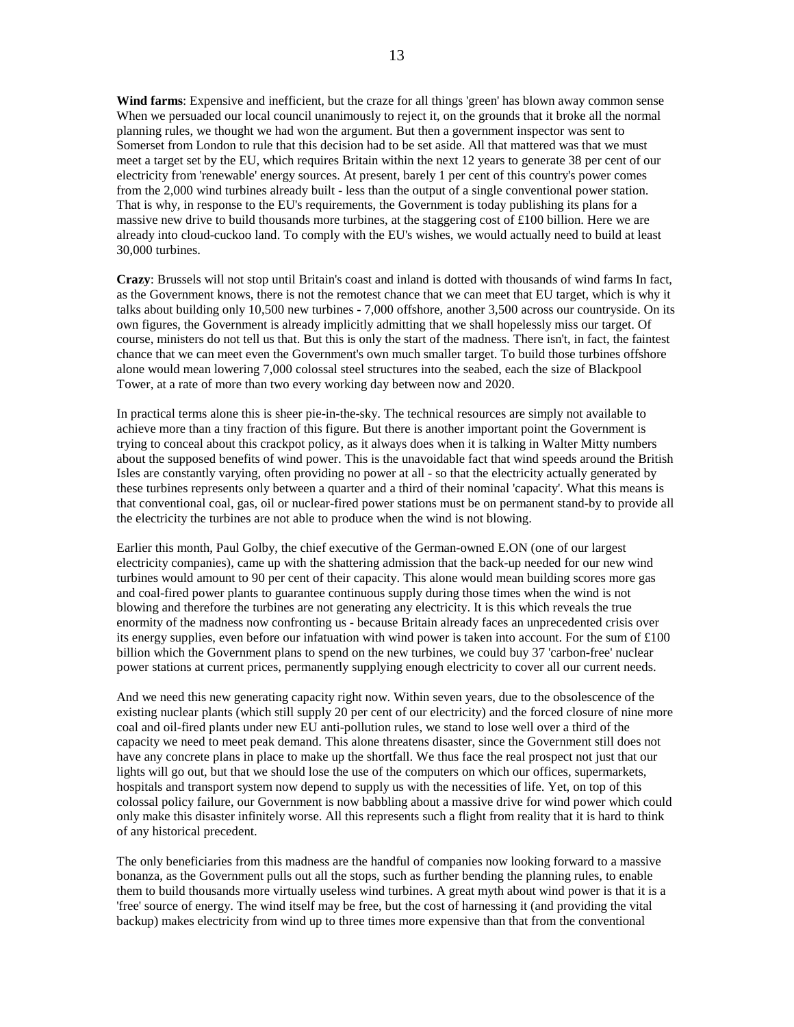**Wind farms**: Expensive and inefficient, but the craze for all things 'green' has blown away common sense When we persuaded our local council unanimously to reject it, on the grounds that it broke all the normal planning rules, we thought we had won the argument. But then a government inspector was sent to Somerset from London to rule that this decision had to be set aside. All that mattered was that we must meet a target set by the EU, which requires Britain within the next 12 years to generate 38 per cent of our electricity from 'renewable' energy sources. At present, barely 1 per cent of this country's power comes from the 2,000 wind turbines already built - less than the output of a single conventional power station. That is why, in response to the EU's requirements, the Government is today publishing its plans for a massive new drive to build thousands more turbines, at the staggering cost of £100 billion. Here we are already into cloud-cuckoo land. To comply with the EU's wishes, we would actually need to build at least 30,000 turbines.

**Crazy**: Brussels will not stop until Britain's coast and inland is dotted with thousands of wind farms In fact, as the Government knows, there is not the remotest chance that we can meet that EU target, which is why it talks about building only 10,500 new turbines - 7,000 offshore, another 3,500 across our countryside. On its own figures, the Government is already implicitly admitting that we shall hopelessly miss our target. Of course, ministers do not tell us that. But this is only the start of the madness. There isn't, in fact, the faintest chance that we can meet even the Government's own much smaller target. To build those turbines offshore alone would mean lowering 7,000 colossal steel structures into the seabed, each the size of Blackpool Tower, at a rate of more than two every working day between now and 2020.

In practical terms alone this is sheer pie-in-the-sky. The technical resources are simply not available to achieve more than a tiny fraction of this figure. But there is another important point the Government is trying to conceal about this crackpot policy, as it always does when it is talking in Walter Mitty numbers about the supposed benefits of wind power. This is the unavoidable fact that wind speeds around the British Isles are constantly varying, often providing no power at all - so that the electricity actually generated by these turbines represents only between a quarter and a third of their nominal 'capacity'. What this means is that conventional coal, gas, oil or nuclear-fired power stations must be on permanent stand-by to provide all the electricity the turbines are not able to produce when the wind is not blowing.

Earlier this month, Paul Golby, the chief executive of the German-owned E.ON (one of our largest electricity companies), came up with the shattering admission that the back-up needed for our new wind turbines would amount to 90 per cent of their capacity. This alone would mean building scores more gas and coal-fired power plants to guarantee continuous supply during those times when the wind is not blowing and therefore the turbines are not generating any electricity. It is this which reveals the true enormity of the madness now confronting us - because Britain already faces an unprecedented crisis over its energy supplies, even before our infatuation with wind power is taken into account. For the sum of £100 billion which the Government plans to spend on the new turbines, we could buy 37 'carbon-free' nuclear power stations at current prices, permanently supplying enough electricity to cover all our current needs.

And we need this new generating capacity right now. Within seven years, due to the obsolescence of the existing nuclear plants (which still supply 20 per cent of our electricity) and the forced closure of nine more coal and oil-fired plants under new EU anti-pollution rules, we stand to lose well over a third of the capacity we need to meet peak demand. This alone threatens disaster, since the Government still does not have any concrete plans in place to make up the shortfall. We thus face the real prospect not just that our lights will go out, but that we should lose the use of the computers on which our offices, supermarkets, hospitals and transport system now depend to supply us with the necessities of life. Yet, on top of this colossal policy failure, our Government is now babbling about a massive drive for wind power which could only make this disaster infinitely worse. All this represents such a flight from reality that it is hard to think of any historical precedent.

The only beneficiaries from this madness are the handful of companies now looking forward to a massive bonanza, as the Government pulls out all the stops, such as further bending the planning rules, to enable them to build thousands more virtually useless wind turbines. A great myth about wind power is that it is a 'free' source of energy. The wind itself may be free, but the cost of harnessing it (and providing the vital backup) makes electricity from wind up to three times more expensive than that from the conventional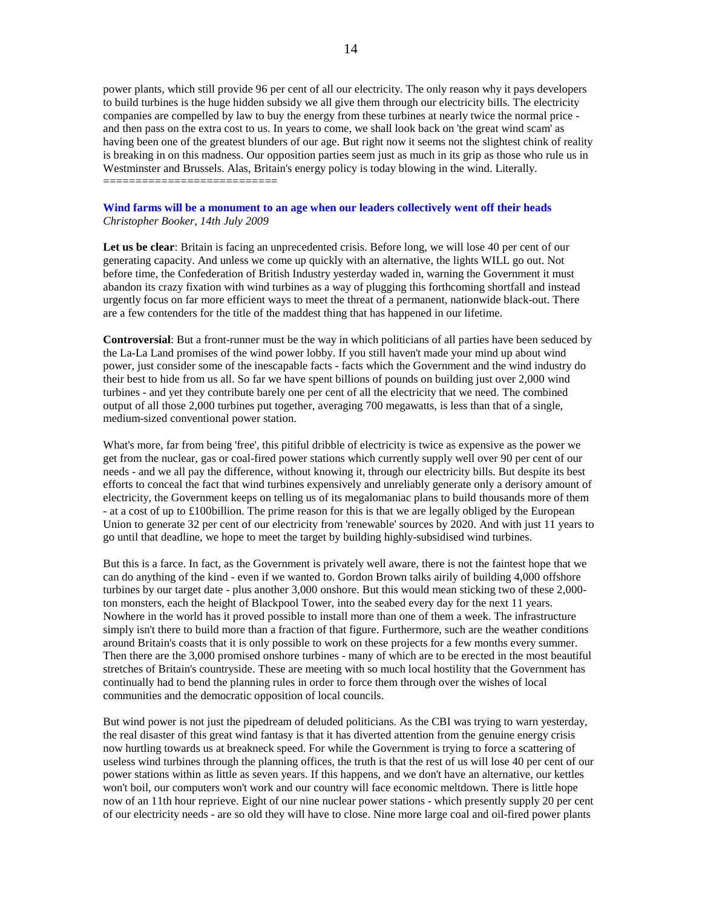power plants, which still provide 96 per cent of all our electricity. The only reason why it pays developers to build turbines is the huge hidden subsidy we all give them through our electricity bills. The electricity companies are compelled by law to buy the energy from these turbines at nearly twice the normal price - and then pass on the extra cost to us. In years to come, we shall look back on 'the great wind scam' as having been one of the greatest blunders of our age. But right now it seems not the slightest chink of reality is breaking in on this madness. Our opposition parties seem just as much in its grip as those who rule us in Westminster and Brussels. Alas, Britain's energy policy is today blowing in the wind. Literally.
==========================

**Wind farms will be a monument to an age when our leaders collectively went off their heads**
*Christopher Booker, 14th July 2009*

**Let us be clear**: Britain is facing an unprecedented crisis. Before long, we will lose 40 per cent of our generating capacity. And unless we come up quickly with an alternative, the lights WILL go out. Not before time, the Confederation of British Industry yesterday waded in, warning the Government it must abandon its crazy fixation with wind turbines as a way of plugging this forthcoming shortfall and instead urgently focus on far more efficient ways to meet the threat of a permanent, nationwide black-out. There are a few contenders for the title of the maddest thing that has happened in our lifetime.

**Controversial**: But a front-runner must be the way in which politicians of all parties have been seduced by the La-La Land promises of the wind power lobby. If you still haven't made your mind up about wind power, just consider some of the inescapable facts - facts which the Government and the wind industry do their best to hide from us all. So far we have spent billions of pounds on building just over 2,000 wind turbines - and yet they contribute barely one per cent of all the electricity that we need. The combined output of all those 2,000 turbines put together, averaging 700 megawatts, is less than that of a single, medium-sized conventional power station.

What's more, far from being 'free', this pitiful dribble of electricity is twice as expensive as the power we get from the nuclear, gas or coal-fired power stations which currently supply well over 90 per cent of our needs - and we all pay the difference, without knowing it, through our electricity bills. But despite its best efforts to conceal the fact that wind turbines expensively and unreliably generate only a derisory amount of electricity, the Government keeps on telling us of its megalomaniac plans to build thousands more of them - at a cost of up to £100billion. The prime reason for this is that we are legally obliged by the European Union to generate 32 per cent of our electricity from 'renewable' sources by 2020. And with just 11 years to go until that deadline, we hope to meet the target by building highly-subsidised wind turbines.

But this is a farce. In fact, as the Government is privately well aware, there is not the faintest hope that we can do anything of the kind - even if we wanted to. Gordon Brown talks airily of building 4,000 offshore turbines by our target date - plus another 3,000 onshore. But this would mean sticking two of these 2,000-ton monsters, each the height of Blackpool Tower, into the seabed every day for the next 11 years. Nowhere in the world has it proved possible to install more than one of them a week. The infrastructure simply isn't there to build more than a fraction of that figure. Furthermore, such are the weather conditions around Britain's coasts that it is only possible to work on these projects for a few months every summer. Then there are the 3,000 promised onshore turbines - many of which are to be erected in the most beautiful stretches of Britain's countryside. These are meeting with so much local hostility that the Government has continually had to bend the planning rules in order to force them through over the wishes of local communities and the democratic opposition of local councils.

But wind power is not just the pipedream of deluded politicians. As the CBI was trying to warn yesterday, the real disaster of this great wind fantasy is that it has diverted attention from the genuine energy crisis now hurtling towards us at breakneck speed. For while the Government is trying to force a scattering of useless wind turbines through the planning offices, the truth is that the rest of us will lose 40 per cent of our power stations within as little as seven years. If this happens, and we don't have an alternative, our kettles won't boil, our computers won't work and our country will face economic meltdown. There is little hope now of an 11th hour reprieve. Eight of our nine nuclear power stations - which presently supply 20 per cent of our electricity needs - are so old they will have to close. Nine more large coal and oil-fired power plants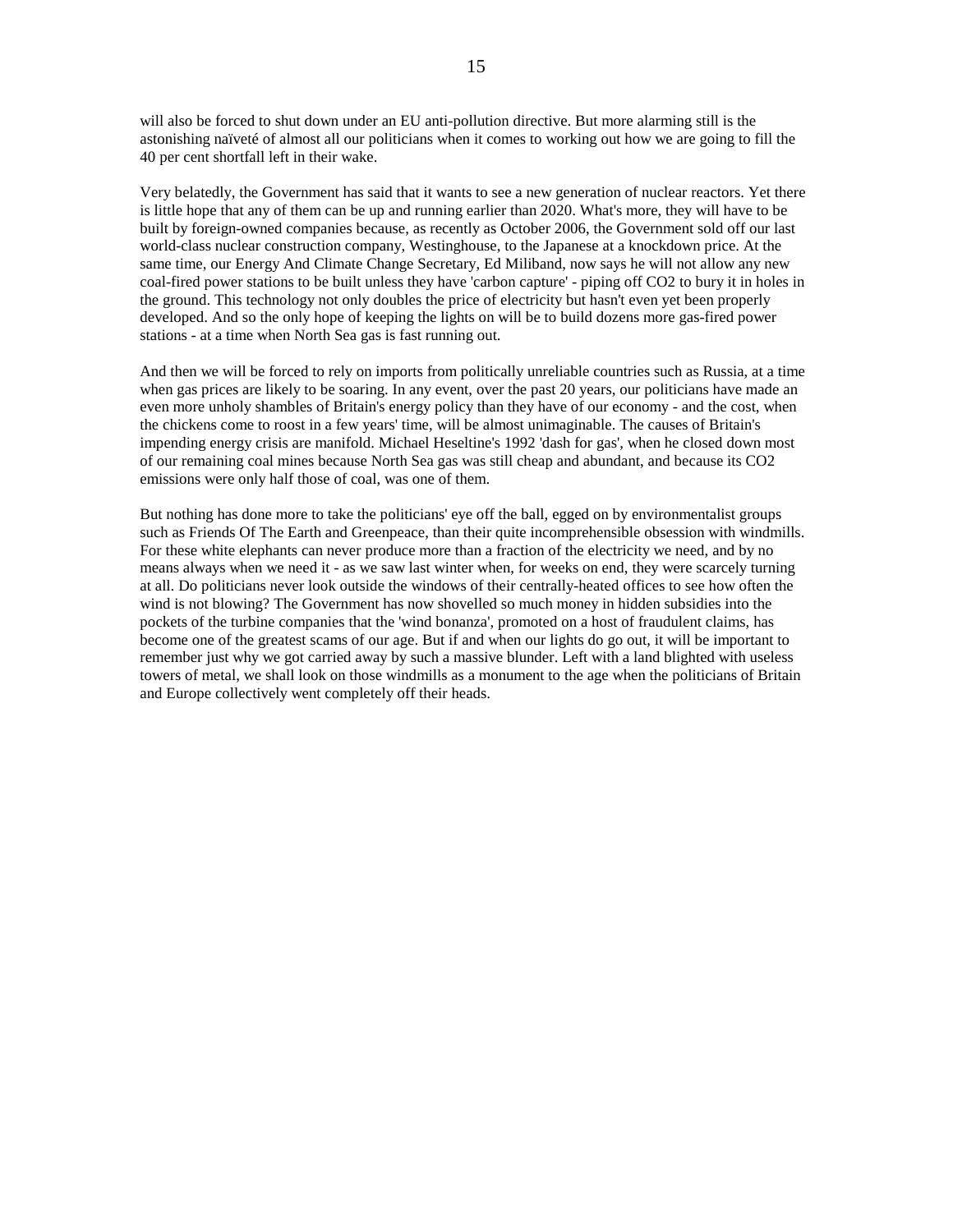will also be forced to shut down under an EU anti-pollution directive. But more alarming still is the astonishing naïveté of almost all our politicians when it comes to working out how we are going to fill the 40 per cent shortfall left in their wake.

Very belatedly, the Government has said that it wants to see a new generation of nuclear reactors. Yet there is little hope that any of them can be up and running earlier than 2020. What's more, they will have to be built by foreign-owned companies because, as recently as October 2006, the Government sold off our last world-class nuclear construction company, Westinghouse, to the Japanese at a knockdown price. At the same time, our Energy And Climate Change Secretary, Ed Miliband, now says he will not allow any new coal-fired power stations to be built unless they have 'carbon capture' - piping off $CO_2$ to bury it in holes in the ground. This technology not only doubles the price of electricity but hasn't even yet been properly developed. And so the only hope of keeping the lights on will be to build dozens more gas-fired power stations - at a time when North Sea gas is fast running out.

And then we will be forced to rely on imports from politically unreliable countries such as Russia, at a time when gas prices are likely to be soaring. In any event, over the past 20 years, our politicians have made an even more unholy shambles of Britain's energy policy than they have of our economy - and the cost, when the chickens come to roost in a few years' time, will be almost unimaginable. The causes of Britain's impending energy crisis are manifold. Michael Heseltine's 1992 'dash for gas', when he closed down most of our remaining coal mines because North Sea gas was still cheap and abundant, and because its $CO_2$ emissions were only half those of coal, was one of them.

But nothing has done more to take the politicians' eye off the ball, egged on by environmentalist groups such as Friends Of The Earth and Greenpeace, than their quite incomprehensible obsession with windmills. For these white elephants can never produce more than a fraction of the electricity we need, and by no means always when we need it - as we saw last winter when, for weeks on end, they were scarcely turning at all. Do politicians never look outside the windows of their centrally-heated offices to see how often the wind is not blowing? The Government has now shovelled so much money in hidden subsidies into the pockets of the turbine companies that the 'wind bonanza', promoted on a host of fraudulent claims, has become one of the greatest scams of our age. But if and when our lights do go out, it will be important to remember just why we got carried away by such a massive blunder. Left with a land blighted with useless towers of metal, we shall look on those windmills as a monument to the age when the politicians of Britain and Europe collectively went completely off their heads.